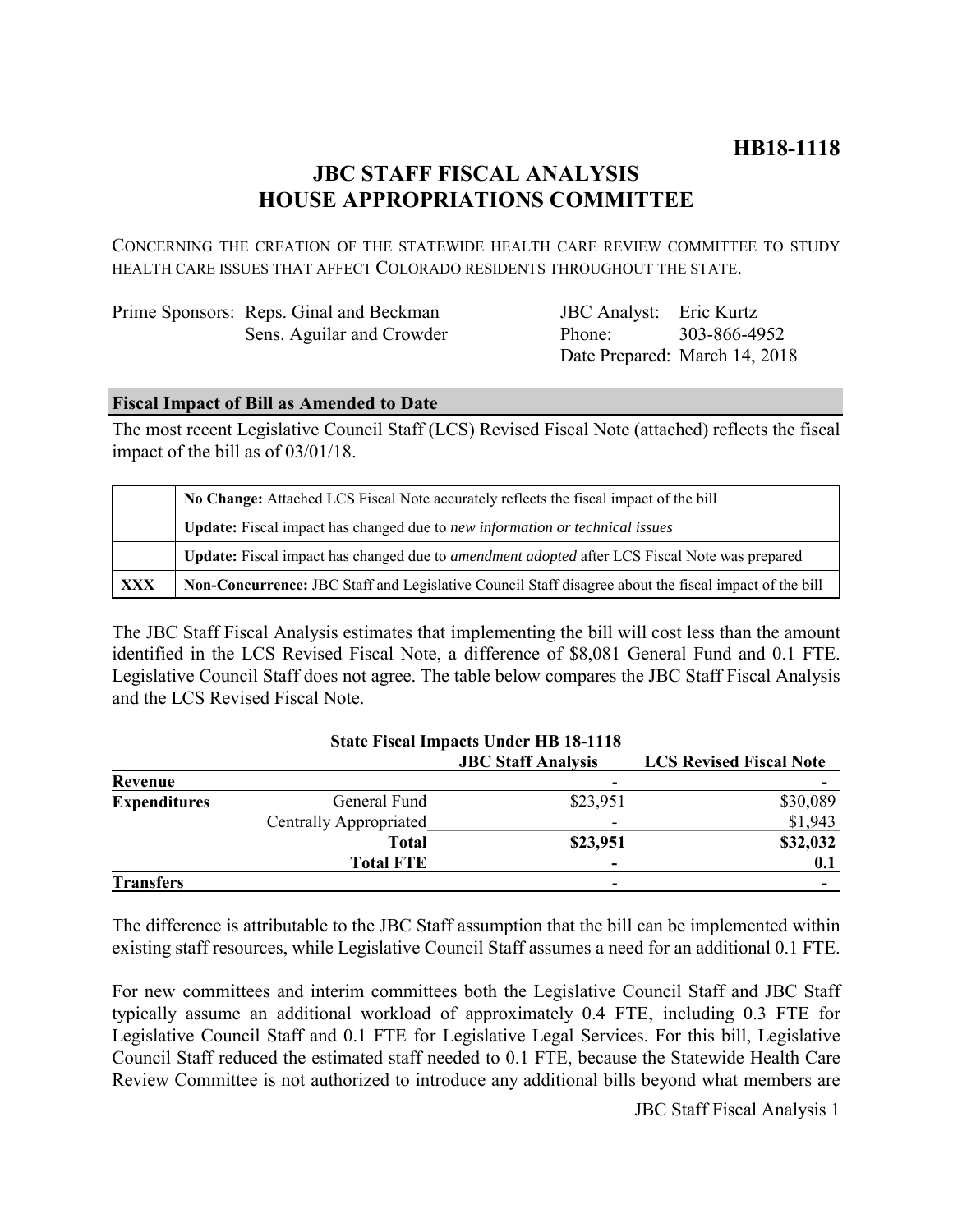**HB18-1118**

# JBC STAFF FISCAL ANALYSIS
# HOUSE APPROPRIATIONS COMMITTEE

CONCERNING THE CREATION OF THE STATEWIDE HEALTH CARE REVIEW COMMITTEE TO STUDY HEALTH CARE ISSUES THAT AFFECT COLORADO RESIDENTS THROUGHOUT THE STATE.

| | | | |
|---|---|---|---|
| Prime Sponsors: | Reps. Ginal and Beckman | JBC Analyst: | Eric Kurtz |
| | Sens. Aguilar and Crowder | Phone: | 303-866-4952 |
| | | Date Prepared: | March 14, 2018 |

## Fiscal Impact of Bill as Amended to Date

The most recent Legislative Council Staff (LCS) Revised Fiscal Note (attached) reflects the fiscal impact of the bill as of 03/01/18.

| | |
|---|---|
| | **No Change:** Attached LCS Fiscal Note accurately reflects the fiscal impact of the bill |
| | **Update:** Fiscal impact has changed due to *new information or technical issues* |
| | **Update:** Fiscal impact has changed due to *amendment adopted* after LCS Fiscal Note was prepared |
| **XXX** | **Non-Concurrence:** JBC Staff and Legislative Council Staff disagree about the fiscal impact of the bill |

The JBC Staff Fiscal Analysis estimates that implementing the bill will cost less than the amount identified in the LCS Revised Fiscal Note, a difference of $8,081 General Fund and 0.1 FTE. Legislative Council Staff does not agree. The table below compares the JBC Staff Fiscal Analysis and the LCS Revised Fiscal Note.

**State Fiscal Impacts Under HB 18-1118**

| | | JBC Staff Analysis | LCS Revised Fiscal Note |
|---|---|---|---|
| **Revenue** | | - | - |
| **Expenditures** | General Fund | $23,951 | $30,089 |
| | Centrally Appropriated | - | $1,943 |
| | **Total** | **$23,951** | **$32,032** |
| | **Total FTE** | **-** | **0.1** |
| **Transfers** | | - | - |

The difference is attributable to the JBC Staff assumption that the bill can be implemented within existing staff resources, while Legislative Council Staff assumes a need for an additional 0.1 FTE.

For new committees and interim committees both the Legislative Council Staff and JBC Staff typically assume an additional workload of approximately 0.4 FTE, including 0.3 FTE for Legislative Council Staff and 0.1 FTE for Legislative Legal Services. For this bill, Legislative Council Staff reduced the estimated staff needed to 0.1 FTE, because the Statewide Health Care Review Committee is not authorized to introduce any additional bills beyond what members are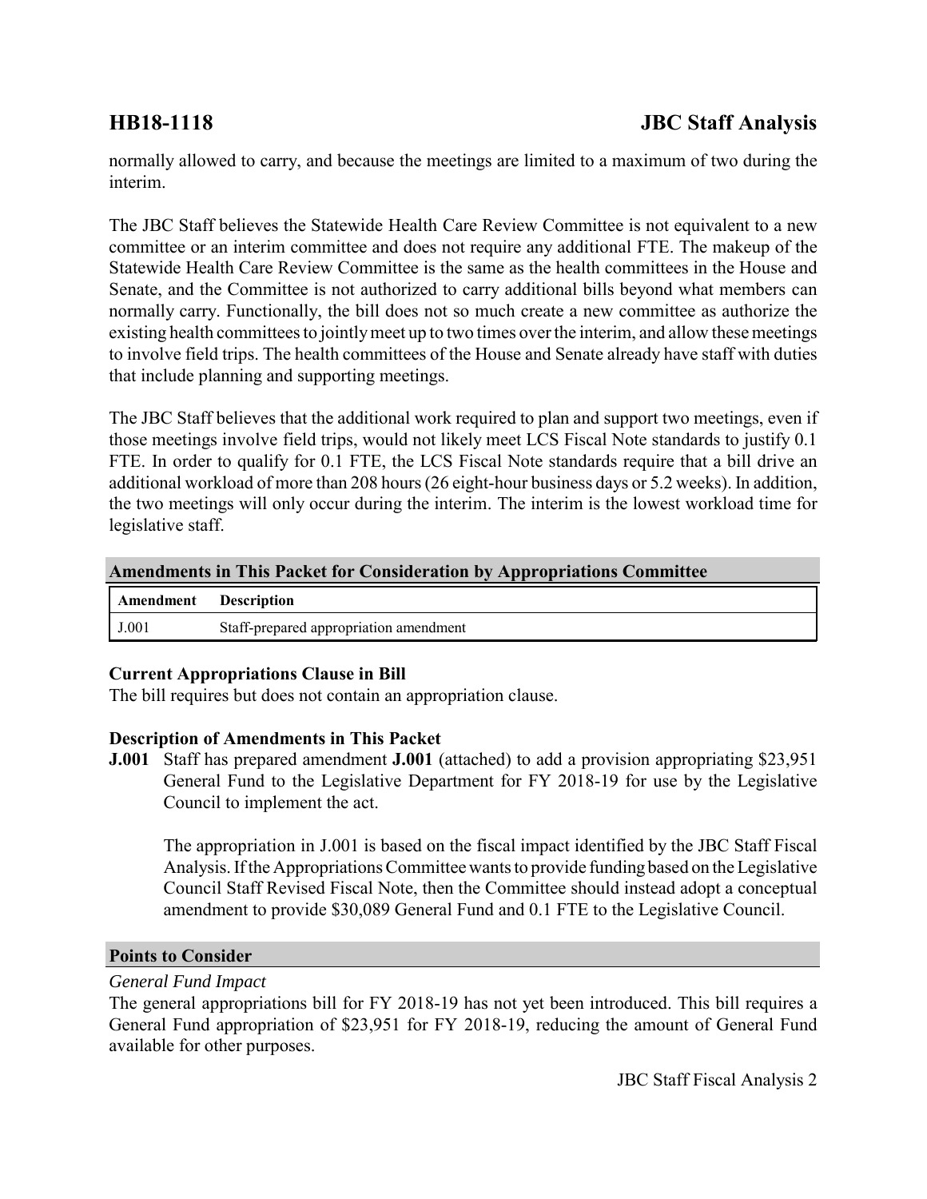normally allowed to carry, and because the meetings are limited to a maximum of two during the interim.

The JBC Staff believes the Statewide Health Care Review Committee is not equivalent to a new committee or an interim committee and does not require any additional FTE. The makeup of the Statewide Health Care Review Committee is the same as the health committees in the House and Senate, and the Committee is not authorized to carry additional bills beyond what members can normally carry. Functionally, the bill does not so much create a new committee as authorize the existing health committees to jointly meet up to two times over the interim, and allow these meetings to involve field trips. The health committees of the House and Senate already have staff with duties that include planning and supporting meetings.

The JBC Staff believes that the additional work required to plan and support two meetings, even if those meetings involve field trips, would not likely meet LCS Fiscal Note standards to justify 0.1 FTE. In order to qualify for 0.1 FTE, the LCS Fiscal Note standards require that a bill drive an additional workload of more than 208 hours (26 eight-hour business days or 5.2 weeks). In addition, the two meetings will only occur during the interim. The interim is the lowest workload time for legislative staff.

## Amendments in This Packet for Consideration by Appropriations Committee

| Amendment | Description |
|---|---|
| J.001 | Staff-prepared appropriation amendment |

### Current Appropriations Clause in Bill

The bill requires but does not contain an appropriation clause.

### Description of Amendments in This Packet

**J.001** Staff has prepared amendment **J.001** (attached) to add a provision appropriating $23,951 General Fund to the Legislative Department for FY 2018-19 for use by the Legislative Council to implement the act.

The appropriation in J.001 is based on the fiscal impact identified by the JBC Staff Fiscal Analysis. If the Appropriations Committee wants to provide funding based on the Legislative Council Staff Revised Fiscal Note, then the Committee should instead adopt a conceptual amendment to provide $30,089 General Fund and 0.1 FTE to the Legislative Council.

## Points to Consider

*General Fund Impact*

The general appropriations bill for FY 2018-19 has not yet been introduced. This bill requires a General Fund appropriation of $23,951 for FY 2018-19, reducing the amount of General Fund available for other purposes.